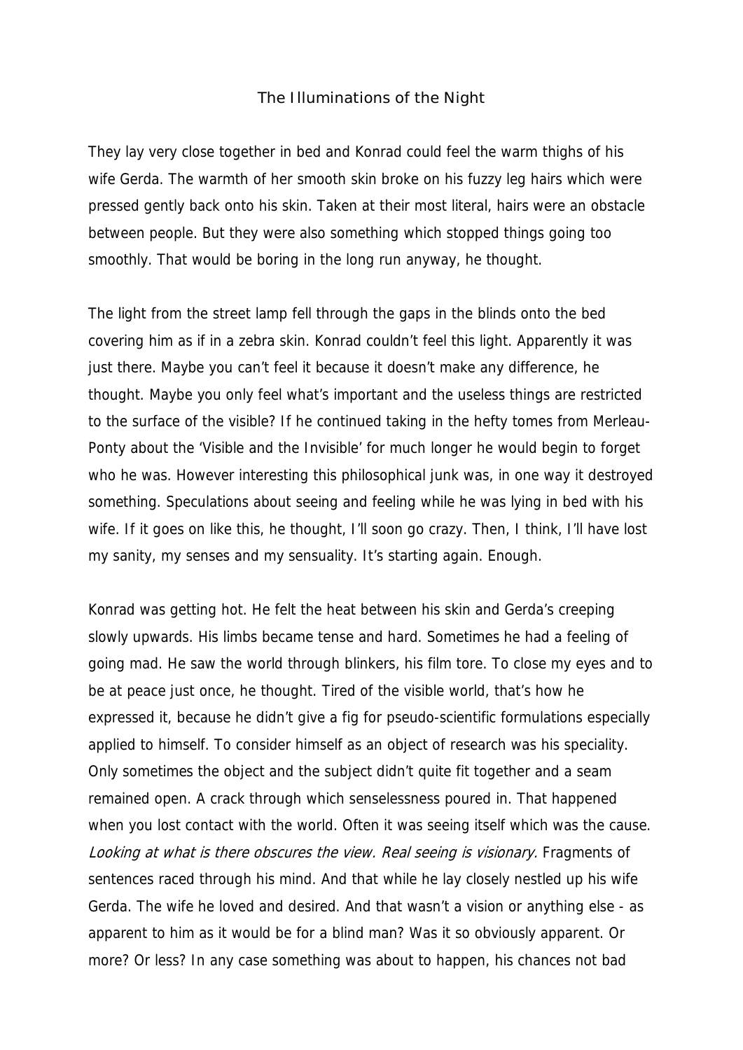# The Illuminations of the Night

They lay very close together in bed and Konrad could feel the warm thighs of his wife Gerda. The warmth of her smooth skin broke on his fuzzy leg hairs which were pressed gently back onto his skin. Taken at their most literal, hairs were an obstacle between people. But they were also something which stopped things going too smoothly. That would be boring in the long run anyway, he thought.

The light from the street lamp fell through the gaps in the blinds onto the bed covering him as if in a zebra skin. Konrad couldn't feel this light. Apparently it was just there. Maybe you can't feel it because it doesn't make any difference, he thought. Maybe you only feel what's important and the useless things are restricted to the surface of the visible? If he continued taking in the hefty tomes from Merleau-Ponty about the 'Visible and the Invisible' for much longer he would begin to forget who he was. However interesting this philosophical junk was, in one way it destroyed something. Speculations about seeing and feeling while he was lying in bed with his wife. If it goes on like this, he thought, I'll soon go crazy. Then, I think, I'll have lost my sanity, my senses and my sensuality. It's starting again. Enough.

Konrad was getting hot. He felt the heat between his skin and Gerda's creeping slowly upwards. His limbs became tense and hard. Sometimes he had a feeling of going mad. He saw the world through blinkers, his film tore. To close my eyes and to be at peace just once, he thought. Tired of the visible world, that's how he expressed it, because he didn't give a fig for pseudo-scientific formulations especially applied to himself. To consider himself as an object of research was his speciality. Only sometimes the object and the subject didn't quite fit together and a seam remained open. A crack through which senselessness poured in. That happened when you lost contact with the world. Often it was seeing itself which was the cause. *Looking at what is there obscures the view. Real seeing is visionary.* Fragments of sentences raced through his mind. And that while he lay closely nestled up his wife Gerda. The wife he loved and desired. And that wasn't a vision or anything else - as apparent to him as it would be for a blind man? Was it so obviously apparent. Or more? Or less? In any case something was about to happen, his chances not bad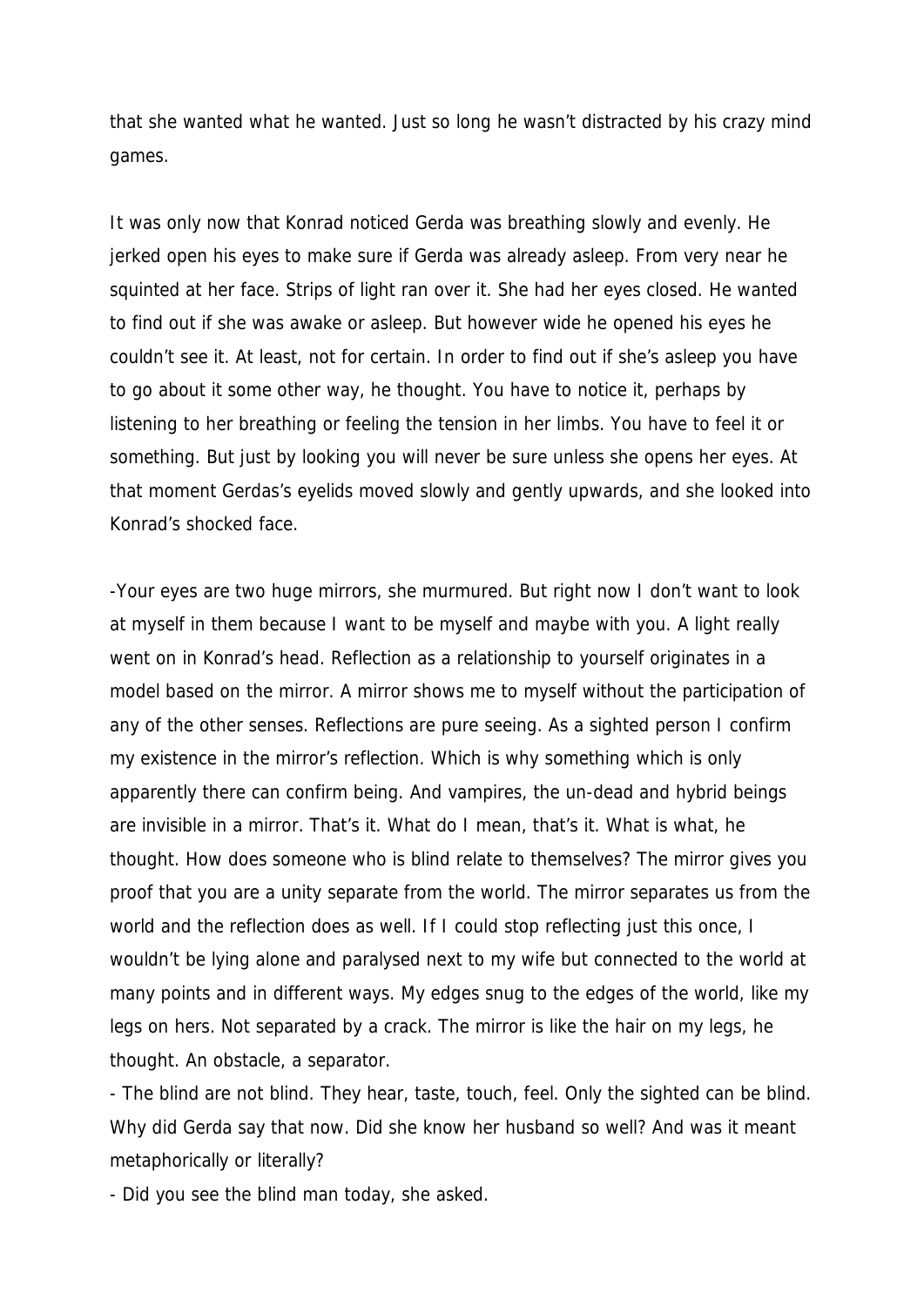that she wanted what he wanted. Just so long he wasn't distracted by his crazy mind games.

It was only now that Konrad noticed Gerda was breathing slowly and evenly. He jerked open his eyes to make sure if Gerda was already asleep. From very near he squinted at her face. Strips of light ran over it. She had her eyes closed. He wanted to find out if she was awake or asleep. But however wide he opened his eyes he couldn't see it. At least, not for certain. In order to find out if she's asleep you have to go about it some other way, he thought. You have to notice it, perhaps by listening to her breathing or feeling the tension in her limbs. You have to feel it or something. But just by looking you will never be sure unless she opens her eyes. At that moment Gerdas's eyelids moved slowly and gently upwards, and she looked into Konrad's shocked face.

-Your eyes are two huge mirrors, she murmured. But right now I don't want to look at myself in them because I want to be myself and maybe with you. A light really went on in Konrad's head. Reflection as a relationship to yourself originates in a model based on the mirror. A mirror shows me to myself without the participation of any of the other senses. Reflections are pure seeing. As a sighted person I confirm my existence in the mirror's reflection. Which is why something which is only apparently there can confirm being. And vampires, the un-dead and hybrid beings are invisible in a mirror. That's it. What do I mean, that's it. What is what, he thought. How does someone who is blind relate to themselves? The mirror gives you proof that you are a unity separate from the world. The mirror separates us from the world and the reflection does as well. If I could stop reflecting just this once, I wouldn't be lying alone and paralysed next to my wife but connected to the world at many points and in different ways. My edges snug to the edges of the world, like my legs on hers. Not separated by a crack. The mirror is like the hair on my legs, he thought. An obstacle, a separator.

- The blind are not blind. They hear, taste, touch, feel. Only the sighted can be blind.
Why did Gerda say that now. Did she know her husband so well? And was it meant metaphorically or literally?

- Did you see the blind man today, she asked.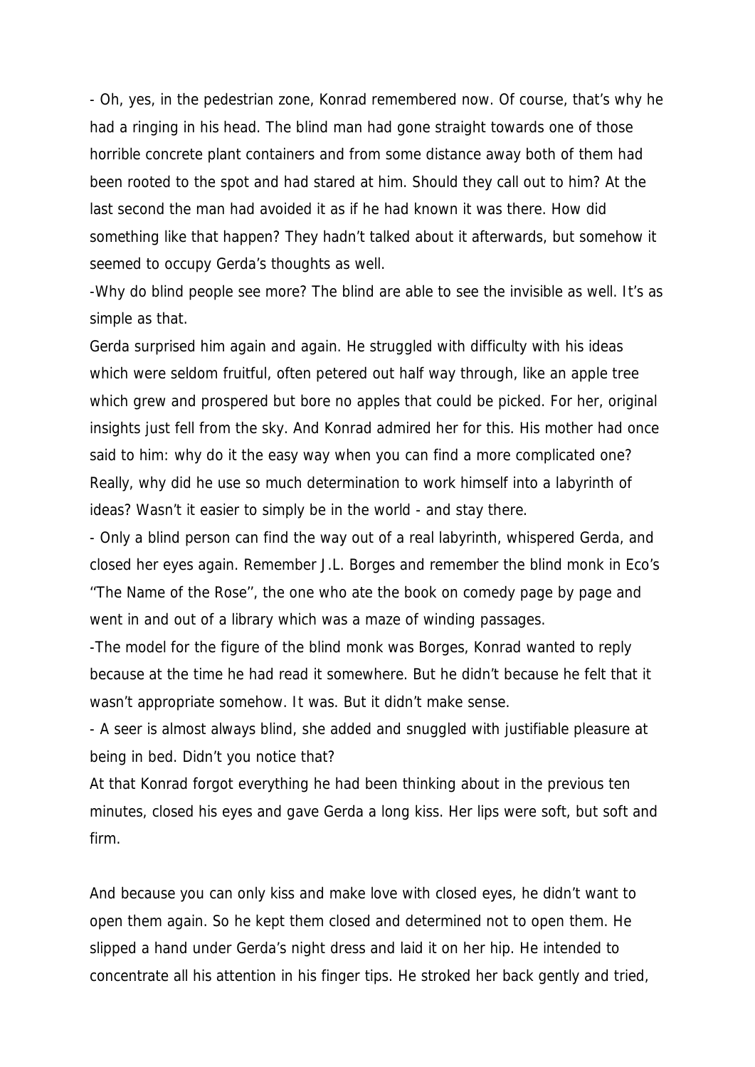- Oh, yes, in the pedestrian zone, Konrad remembered now. Of course, that's why he had a ringing in his head. The blind man had gone straight towards one of those horrible concrete plant containers and from some distance away both of them had been rooted to the spot and had stared at him. Should they call out to him? At the last second the man had avoided it as if he had known it was there. How did something like that happen? They hadn't talked about it afterwards, but somehow it seemed to occupy Gerda's thoughts as well.

-Why do blind people see more? The blind are able to see the invisible as well. It's as simple as that.

Gerda surprised him again and again. He struggled with difficulty with his ideas which were seldom fruitful, often petered out half way through, like an apple tree which grew and prospered but bore no apples that could be picked. For her, original insights just fell from the sky. And Konrad admired her for this. His mother had once said to him: why do it the easy way when you can find a more complicated one? Really, why did he use so much determination to work himself into a labyrinth of ideas? Wasn't it easier to simply be in the world - and stay there.

- Only a blind person can find the way out of a real labyrinth, whispered Gerda, and closed her eyes again. Remember J.L. Borges and remember the blind monk in Eco's ''The Name of the Rose'', the one who ate the book on comedy page by page and went in and out of a library which was a maze of winding passages.

-The model for the figure of the blind monk was Borges, Konrad wanted to reply because at the time he had read it somewhere. But he didn't because he felt that it wasn't appropriate somehow. It was. But it didn't make sense.

- A seer is almost always blind, she added and snuggled with justifiable pleasure at being in bed. Didn't you notice that?

At that Konrad forgot everything he had been thinking about in the previous ten minutes, closed his eyes and gave Gerda a long kiss. Her lips were soft, but soft and firm.

And because you can only kiss and make love with closed eyes, he didn't want to open them again. So he kept them closed and determined not to open them. He slipped a hand under Gerda's night dress and laid it on her hip. He intended to concentrate all his attention in his finger tips. He stroked her back gently and tried,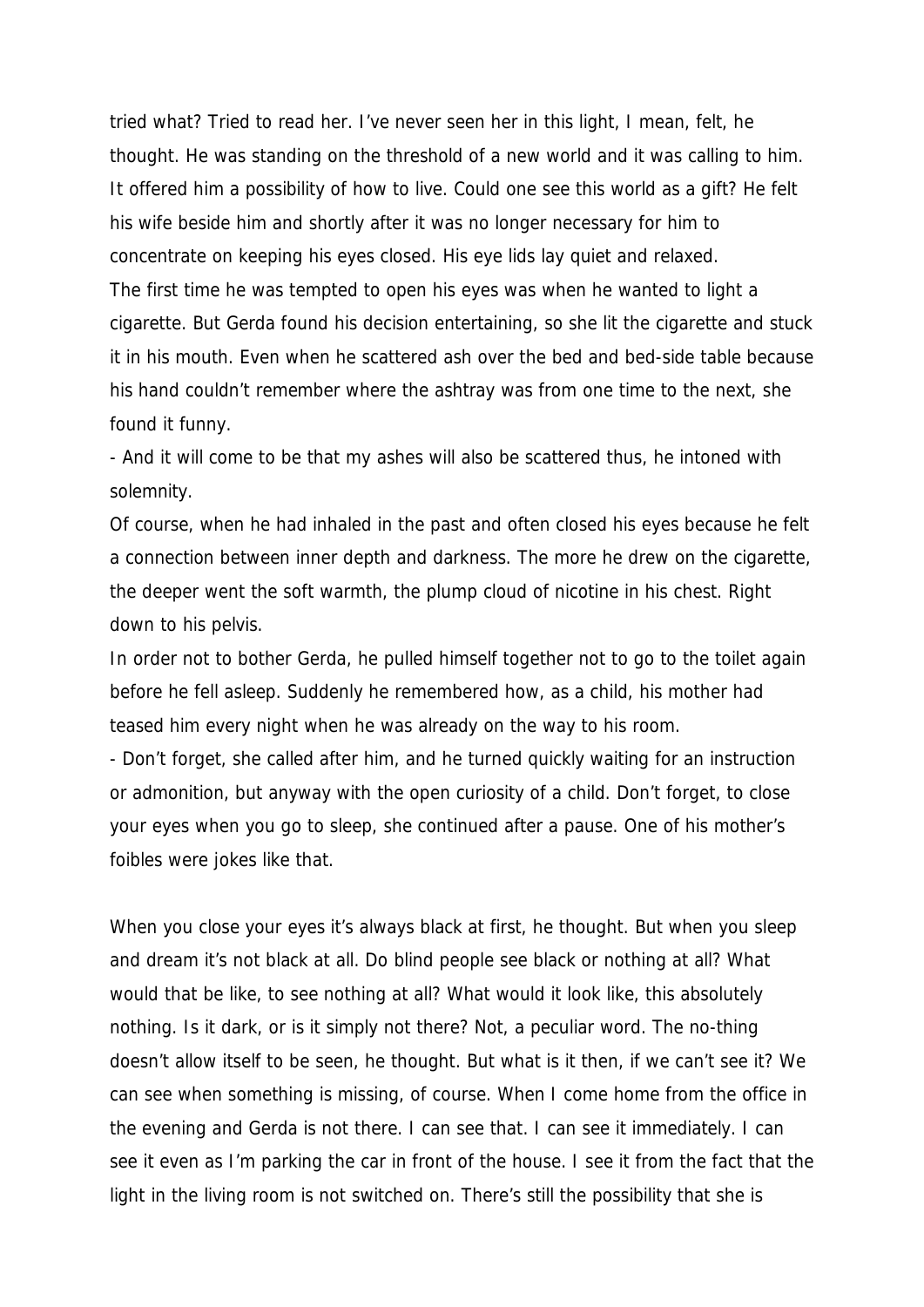tried what? Tried to read her. I've never seen her in this light, I mean, felt, he thought. He was standing on the threshold of a new world and it was calling to him. It offered him a possibility of how to live. Could one see this world as a gift? He felt his wife beside him and shortly after it was no longer necessary for him to concentrate on keeping his eyes closed. His eye lids lay quiet and relaxed.

The first time he was tempted to open his eyes was when he wanted to light a cigarette. But Gerda found his decision entertaining, so she lit the cigarette and stuck it in his mouth. Even when he scattered ash over the bed and bed-side table because his hand couldn't remember where the ashtray was from one time to the next, she found it funny.

- And it will come to be that my ashes will also be scattered thus, he intoned with solemnity.

Of course, when he had inhaled in the past and often closed his eyes because he felt a connection between inner depth and darkness. The more he drew on the cigarette, the deeper went the soft warmth, the plump cloud of nicotine in his chest. Right down to his pelvis.

In order not to bother Gerda, he pulled himself together not to go to the toilet again before he fell asleep. Suddenly he remembered how, as a child, his mother had teased him every night when he was already on the way to his room.

- Don't forget, she called after him, and he turned quickly waiting for an instruction or admonition, but anyway with the open curiosity of a child. Don't forget, to close your eyes when you go to sleep, she continued after a pause. One of his mother's foibles were jokes like that.

When you close your eyes it's always black at first, he thought. But when you sleep and dream it's not black at all. Do blind people see black or nothing at all? What would that be like, to see nothing at all? What would it look like, this absolutely nothing. Is it dark, or is it simply not there? Not, a peculiar word. The no-thing doesn't allow itself to be seen, he thought. But what is it then, if we can't see it? We can see when something is missing, of course. When I come home from the office in the evening and Gerda is not there. I can see that. I can see it immediately. I can see it even as I'm parking the car in front of the house. I see it from the fact that the light in the living room is not switched on. There's still the possibility that she is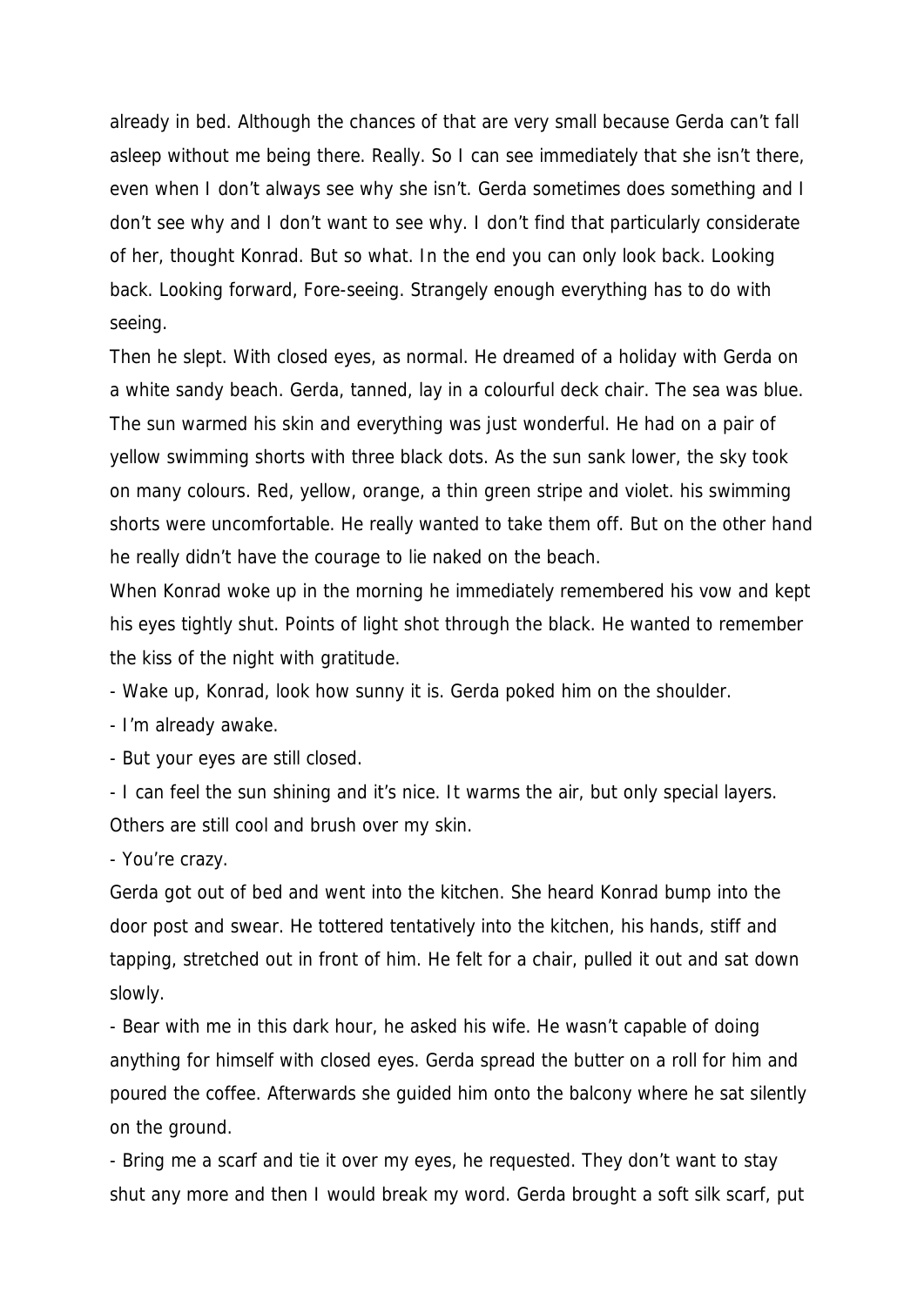already in bed. Although the chances of that are very small because Gerda can't fall asleep without me being there. Really. So I can see immediately that she isn't there, even when I don't always see why she isn't. Gerda sometimes does something and I don't see why and I don't want to see why. I don't find that particularly considerate of her, thought Konrad. But so what. In the end you can only look back. Looking back. Looking forward, Fore-seeing. Strangely enough everything has to do with seeing.

Then he slept. With closed eyes, as normal. He dreamed of a holiday with Gerda on a white sandy beach. Gerda, tanned, lay in a colourful deck chair. The sea was blue. The sun warmed his skin and everything was just wonderful. He had on a pair of yellow swimming shorts with three black dots. As the sun sank lower, the sky took on many colours. Red, yellow, orange, a thin green stripe and violet. his swimming shorts were uncomfortable. He really wanted to take them off. But on the other hand he really didn't have the courage to lie naked on the beach.

When Konrad woke up in the morning he immediately remembered his vow and kept his eyes tightly shut. Points of light shot through the black. He wanted to remember the kiss of the night with gratitude.

- Wake up, Konrad, look how sunny it is. Gerda poked him on the shoulder.

- I'm already awake.

- But your eyes are still closed.

- I can feel the sun shining and it's nice. It warms the air, but only special layers. Others are still cool and brush over my skin.

- You're crazy.

Gerda got out of bed and went into the kitchen. She heard Konrad bump into the door post and swear. He tottered tentatively into the kitchen, his hands, stiff and tapping, stretched out in front of him. He felt for a chair, pulled it out and sat down slowly.

- Bear with me in this dark hour, he asked his wife. He wasn't capable of doing anything for himself with closed eyes. Gerda spread the butter on a roll for him and poured the coffee. Afterwards she guided him onto the balcony where he sat silently on the ground.

- Bring me a scarf and tie it over my eyes, he requested. They don't want to stay shut any more and then I would break my word. Gerda brought a soft silk scarf, put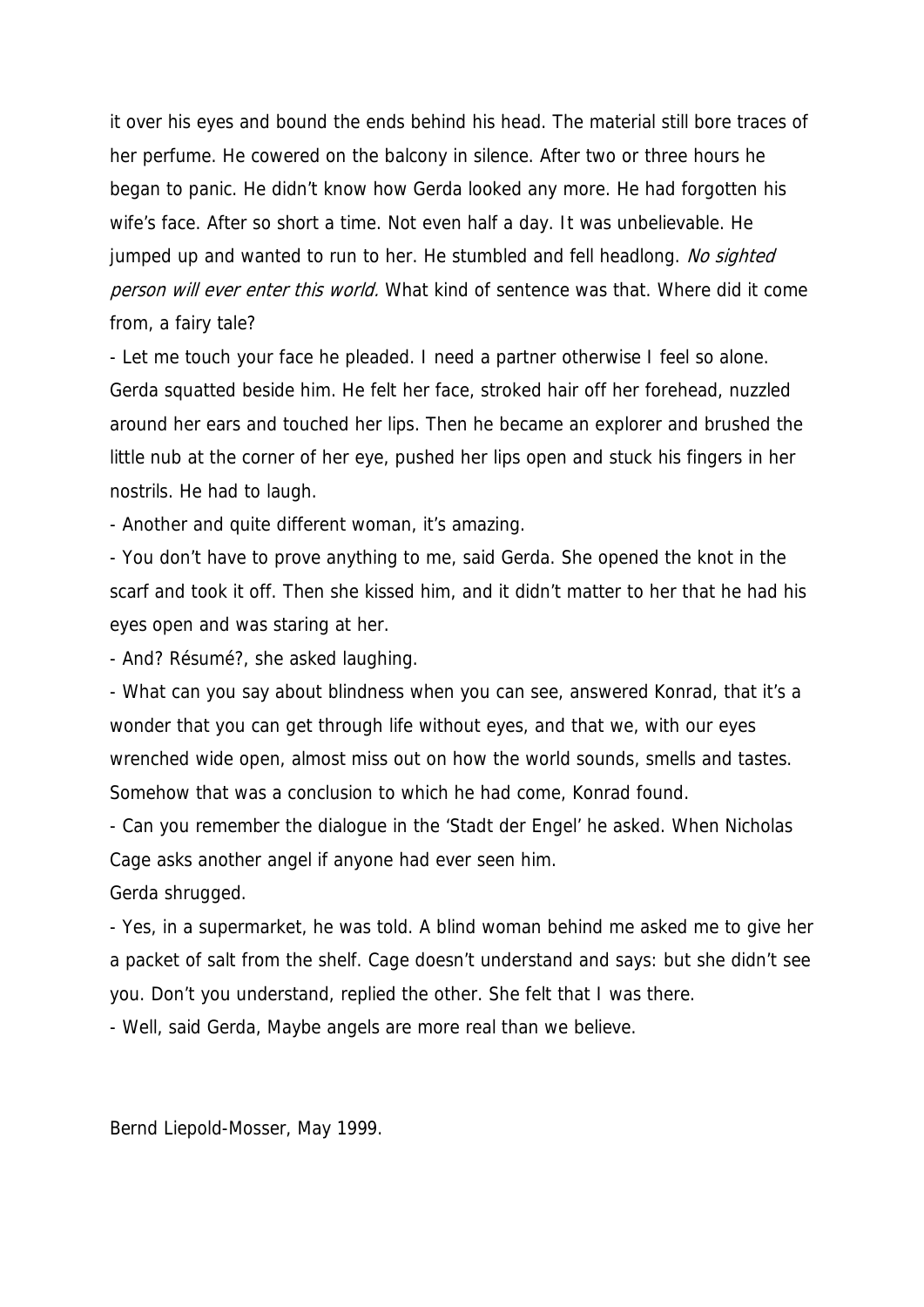it over his eyes and bound the ends behind his head. The material still bore traces of her perfume. He cowered on the balcony in silence. After two or three hours he began to panic. He didn't know how Gerda looked any more. He had forgotten his wife's face. After so short a time. Not even half a day. It was unbelievable. He jumped up and wanted to run to her. He stumbled and fell headlong. *No sighted person will ever enter this world.* What kind of sentence was that. Where did it come from, a fairy tale?

- Let me touch your face he pleaded. I need a partner otherwise I feel so alone.
Gerda squatted beside him. He felt her face, stroked hair off her forehead, nuzzled around her ears and touched her lips. Then he became an explorer and brushed the little nub at the corner of her eye, pushed her lips open and stuck his fingers in her nostrils. He had to laugh.

- Another and quite different woman, it's amazing.

- You don't have to prove anything to me, said Gerda. She opened the knot in the scarf and took it off. Then she kissed him, and it didn't matter to her that he had his eyes open and was staring at her.

- And? Résumé?, she asked laughing.

- What can you say about blindness when you can see, answered Konrad, that it's a wonder that you can get through life without eyes, and that we, with our eyes wrenched wide open, almost miss out on how the world sounds, smells and tastes.
Somehow that was a conclusion to which he had come, Konrad found.

- Can you remember the dialogue in the 'Stadt der Engel' he asked. When Nicholas Cage asks another angel if anyone had ever seen him.
Gerda shrugged.

- Yes, in a supermarket, he was told. A blind woman behind me asked me to give her a packet of salt from the shelf. Cage doesn't understand and says: but she didn't see you. Don't you understand, replied the other. She felt that I was there.

- Well, said Gerda, Maybe angels are more real than we believe.

Bernd Liepold-Mosser, May 1999.